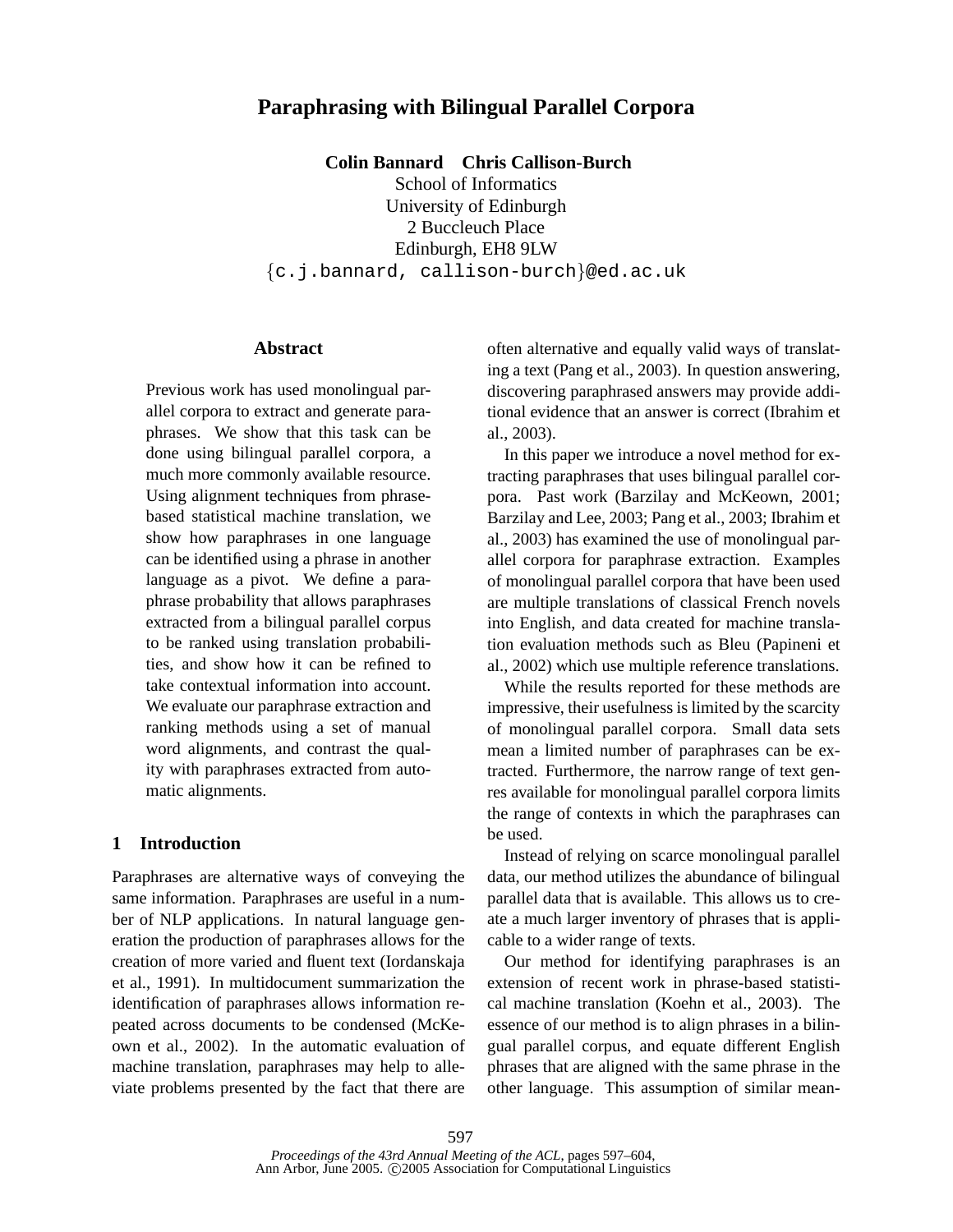# Paraphrasing with Bilingual Parallel Corpora

**Colin Bannard    Chris Callison-Burch**
School of Informatics
University of Edinburgh
2 Buccleuch Place
Edinburgh, EH8 9LW
{c.j.bannard, callison-burch}@ed.ac.uk

## Abstract

Previous work has used monolingual parallel corpora to extract and generate paraphrases. We show that this task can be done using bilingual parallel corpora, a much more commonly available resource. Using alignment techniques from phrase-based statistical machine translation, we show how paraphrases in one language can be identified using a phrase in another language as a pivot. We define a paraphrase probability that allows paraphrases extracted from a bilingual parallel corpus to be ranked using translation probabilities, and show how it can be refined to take contextual information into account. We evaluate our paraphrase extraction and ranking methods using a set of manual word alignments, and contrast the quality with paraphrases extracted from automatic alignments.

## 1 Introduction

Paraphrases are alternative ways of conveying the same information. Paraphrases are useful in a number of NLP applications. In natural language generation the production of paraphrases allows for the creation of more varied and fluent text (Iordanskaja et al., 1991). In multidocument summarization the identification of paraphrases allows information repeated across documents to be condensed (McKeown et al., 2002). In the automatic evaluation of machine translation, paraphrases may help to alleviate problems presented by the fact that there are often alternative and equally valid ways of translating a text (Pang et al., 2003). In question answering, discovering paraphrased answers may provide additional evidence that an answer is correct (Ibrahim et al., 2003).

In this paper we introduce a novel method for extracting paraphrases that uses bilingual parallel corpora. Past work (Barzilay and McKeown, 2001; Barzilay and Lee, 2003; Pang et al., 2003; Ibrahim et al., 2003) has examined the use of monolingual parallel corpora for paraphrase extraction. Examples of monolingual parallel corpora that have been used are multiple translations of classical French novels into English, and data created for machine translation evaluation methods such as Bleu (Papineni et al., 2002) which use multiple reference translations.

While the results reported for these methods are impressive, their usefulness is limited by the scarcity of monolingual parallel corpora. Small data sets mean a limited number of paraphrases can be extracted. Furthermore, the narrow range of text genres available for monolingual parallel corpora limits the range of contexts in which the paraphrases can be used.

Instead of relying on scarce monolingual parallel data, our method utilizes the abundance of bilingual parallel data that is available. This allows us to create a much larger inventory of phrases that is applicable to a wider range of texts.

Our method for identifying paraphrases is an extension of recent work in phrase-based statistical machine translation (Koehn et al., 2003). The essence of our method is to align phrases in a bilingual parallel corpus, and equate different English phrases that are aligned with the same phrase in the other language. This assumption of similar mean-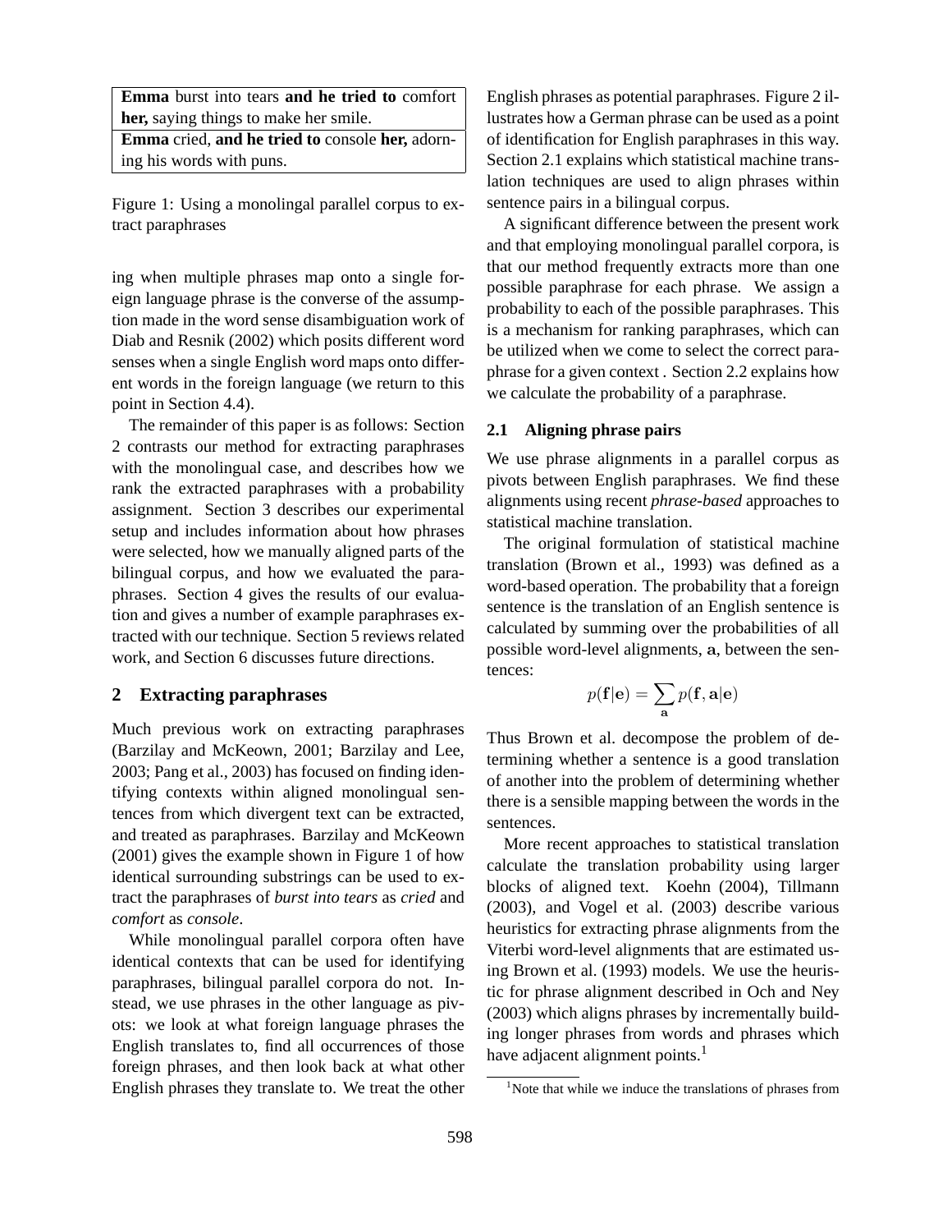| |
|---|
| **Emma** burst into tears **and he tried to** comfort **her,** saying things to make her smile. |
| **Emma** cried, **and he tried to** console **her,** adorning his words with puns. |

Figure 1: Using a monolingal parallel corpus to extract paraphrases

ing when multiple phrases map onto a single foreign language phrase is the converse of the assumption made in the word sense disambiguation work of Diab and Resnik (2002) which posits different word senses when a single English word maps onto different words in the foreign language (we return to this point in Section 4.4).

The remainder of this paper is as follows: Section 2 contrasts our method for extracting paraphrases with the monolingual case, and describes how we rank the extracted paraphrases with a probability assignment. Section 3 describes our experimental setup and includes information about how phrases were selected, how we manually aligned parts of the bilingual corpus, and how we evaluated the paraphrases. Section 4 gives the results of our evaluation and gives a number of example paraphrases extracted with our technique. Section 5 reviews related work, and Section 6 discusses future directions.

## 2 Extracting paraphrases

Much previous work on extracting paraphrases (Barzilay and McKeown, 2001; Barzilay and Lee, 2003; Pang et al., 2003) has focused on finding identifying contexts within aligned monolingual sentences from which divergent text can be extracted, and treated as paraphrases. Barzilay and McKeown (2001) gives the example shown in Figure 1 of how identical surrounding substrings can be used to extract the paraphrases of *burst into tears* as *cried* and *comfort* as *console*.

While monolingual parallel corpora often have identical contexts that can be used for identifying paraphrases, bilingual parallel corpora do not. Instead, we use phrases in the other language as pivots: we look at what foreign language phrases the English translates to, find all occurrences of those foreign phrases, and then look back at what other English phrases they translate to. We treat the other English phrases as potential paraphrases. Figure 2 illustrates how a German phrase can be used as a point of identification for English paraphrases in this way. Section 2.1 explains which statistical machine translation techniques are used to align phrases within sentence pairs in a bilingual corpus.

A significant difference between the present work and that employing monolingual parallel corpora, is that our method frequently extracts more than one possible paraphrase for each phrase. We assign a probability to each of the possible paraphrases. This is a mechanism for ranking paraphrases, which can be utilized when we come to select the correct paraphrase for a given context . Section 2.2 explains how we calculate the probability of a paraphrase.

### 2.1 Aligning phrase pairs

We use phrase alignments in a parallel corpus as pivots between English paraphrases. We find these alignments using recent *phrase-based* approaches to statistical machine translation.

The original formulation of statistical machine translation (Brown et al., 1993) was defined as a word-based operation. The probability that a foreign sentence is the translation of an English sentence is calculated by summing over the probabilities of all possible word-level alignments, $\mathbf{a}$, between the sentences:

$$p(\mathbf{f}|\mathbf{e}) = \sum_{\mathbf{a}} p(\mathbf{f}, \mathbf{a}|\mathbf{e})$$

Thus Brown et al. decompose the problem of determining whether a sentence is a good translation of another into the problem of determining whether there is a sensible mapping between the words in the sentences.

More recent approaches to statistical translation calculate the translation probability using larger blocks of aligned text. Koehn (2004), Tillmann (2003), and Vogel et al. (2003) describe various heuristics for extracting phrase alignments from the Viterbi word-level alignments that are estimated using Brown et al. (1993) models. We use the heuristic for phrase alignment described in Och and Ney (2003) which aligns phrases by incrementally building longer phrases from words and phrases which have adjacent alignment points.[1]

[1]Note that while we induce the translations of phrases from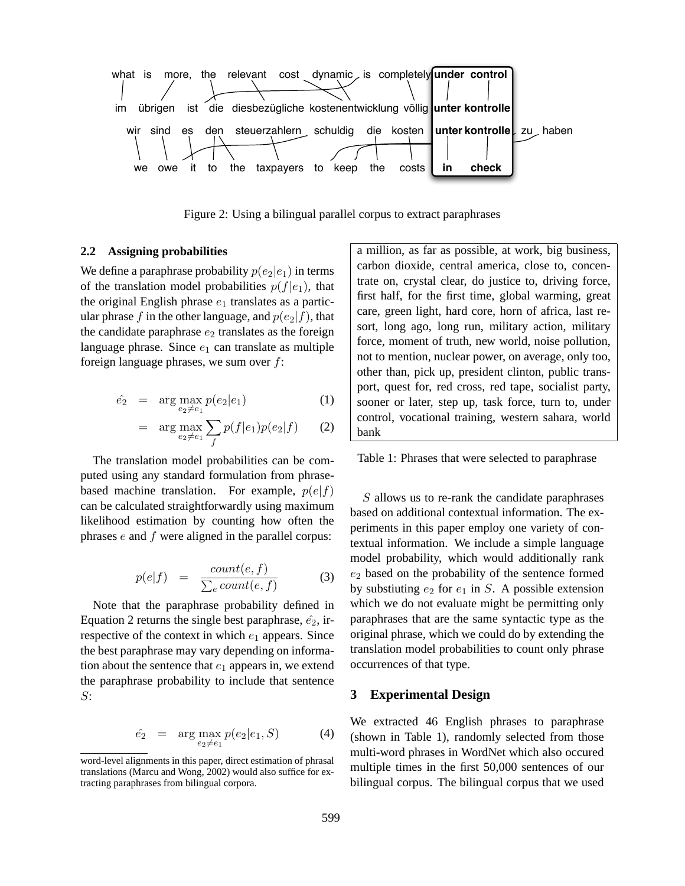Figure 2: Using a bilingual parallel corpus to extract paraphrases

### 2.2 Assigning probabilities

We define a paraphrase probability $p(e_2|e_1)$ in terms of the translation model probabilities $p(f|e_1)$, that the original English phrase $e_1$ translates as a particular phrase $f$ in the other language, and $p(e_2|f)$, that the candidate paraphrase $e_2$ translates as the foreign language phrase. Since $e_1$ can translate as multiple foreign language phrases, we sum over $f$:

$$\hat{e_2} = \arg\max_{e_2 \neq e_1} p(e_2|e_1) \quad (1)$$

$$= \arg\max_{e_2 \neq e_1} \sum_f p(f|e_1)p(e_2|f) \quad (2)$$

The translation model probabilities can be computed using any standard formulation from phrase-based machine translation. For example, $p(e|f)$ can be calculated straightforwardly using maximum likelihood estimation by counting how often the phrases $e$ and $f$ were aligned in the parallel corpus:

$$p(e|f) = \frac{count(e,f)}{\sum_e count(e,f)} \quad (3)$$

Note that the paraphrase probability defined in Equation 2 returns the single best paraphrase, $\hat{e_2}$, irrespective of the context in which $e_1$ appears. Since the best paraphrase may vary depending on information about the sentence that $e_1$ appears in, we extend the paraphrase probability to include that sentence $S$:

$$\hat{e_2} = \arg\max_{e_2 \neq e_1} p(e_2|e_1, S) \quad (4)$$

word-level alignments in this paper, direct estimation of phrasal translations (Marcu and Wong, 2002) would also suffice for extracting paraphrases from bilingual corpora.

| a million, as far as possible, at work, big business, carbon dioxide, central america, close to, concentrate on, crystal clear, do justice to, driving force, first half, for the first time, global warming, great care, green light, hard core, horn of africa, last resort, long ago, long run, military action, military force, moment of truth, new world, noise pollution, not to mention, nuclear power, on average, only too, other than, pick up, president clinton, public transport, quest for, red cross, red tape, socialist party, sooner or later, step up, task force, turn to, under control, vocational training, western sahara, world bank |
|---|

Table 1: Phrases that were selected to paraphrase

$S$ allows us to re-rank the candidate paraphrases based on additional contextual information. The experiments in this paper employ one variety of contextual information. We include a simple language model probability, which would additionally rank $e_2$ based on the probability of the sentence formed by substiuting $e_2$ for $e_1$ in $S$. A possible extension which we do not evaluate might be permitting only paraphrases that are the same syntactic type as the original phrase, which we could do by extending the translation model probabilities to count only phrase occurrences of that type.

## 3 Experimental Design

We extracted 46 English phrases to paraphrase (shown in Table 1), randomly selected from those multi-word phrases in WordNet which also occured multiple times in the first 50,000 sentences of our bilingual corpus. The bilingual corpus that we used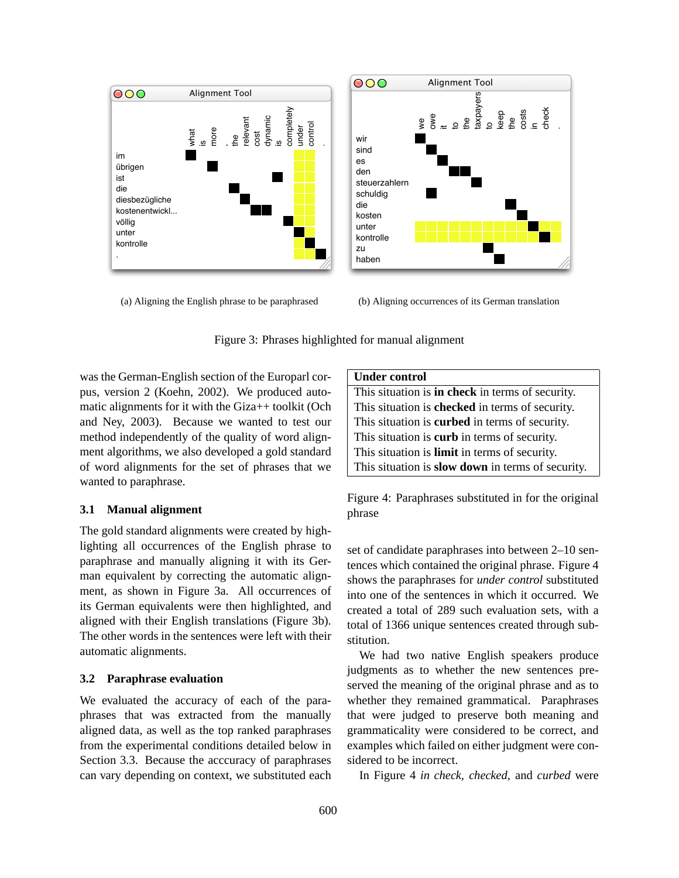(a) Aligning the English phrase to be paraphrased

(b) Aligning occurrences of its German translation

Figure 3: Phrases highlighted for manual alignment

was the German-English section of the Europarl corpus, version 2 (Koehn, 2002). We produced automatic alignments for it with the Giza++ toolkit (Och and Ney, 2003). Because we wanted to test our method independently of the quality of word alignment algorithms, we also developed a gold standard of word alignments for the set of phrases that we wanted to paraphrase.

### 3.1 Manual alignment

The gold standard alignments were created by highlighting all occurrences of the English phrase to paraphrase and manually aligning it with its German equivalent by correcting the automatic alignment, as shown in Figure 3a. All occurrences of its German equivalents were then highlighted, and aligned with their English translations (Figure 3b). The other words in the sentences were left with their automatic alignments.

### 3.2 Paraphrase evaluation

We evaluated the accuracy of each of the paraphrases that was extracted from the manually aligned data, as well as the top ranked paraphrases from the experimental conditions detailed below in Section 3.3. Because the acccuracy of paraphrases can vary depending on context, we substituted each set of candidate paraphrases into between 2–10 sentences which contained the original phrase. Figure 4 shows the paraphrases for *under control* substituted into one of the sentences in which it occurred. We created a total of 289 such evaluation sets, with a total of 1366 unique sentences created through substitution.

| **Under control** |
|---|
| This situation is **in check** in terms of security. |
| This situation is **checked** in terms of security. |
| This situation is **curbed** in terms of security. |
| This situation is **curb** in terms of security. |
| This situation is **limit** in terms of security. |
| This situation is **slow down** in terms of security. |

Figure 4: Paraphrases substituted in for the original phrase

We had two native English speakers produce judgments as to whether the new sentences preserved the meaning of the original phrase and as to whether they remained grammatical. Paraphrases that were judged to preserve both meaning and grammaticality were considered to be correct, and examples which failed on either judgment were considered to be incorrect.

In Figure 4 *in check*, *checked*, and *curbed* were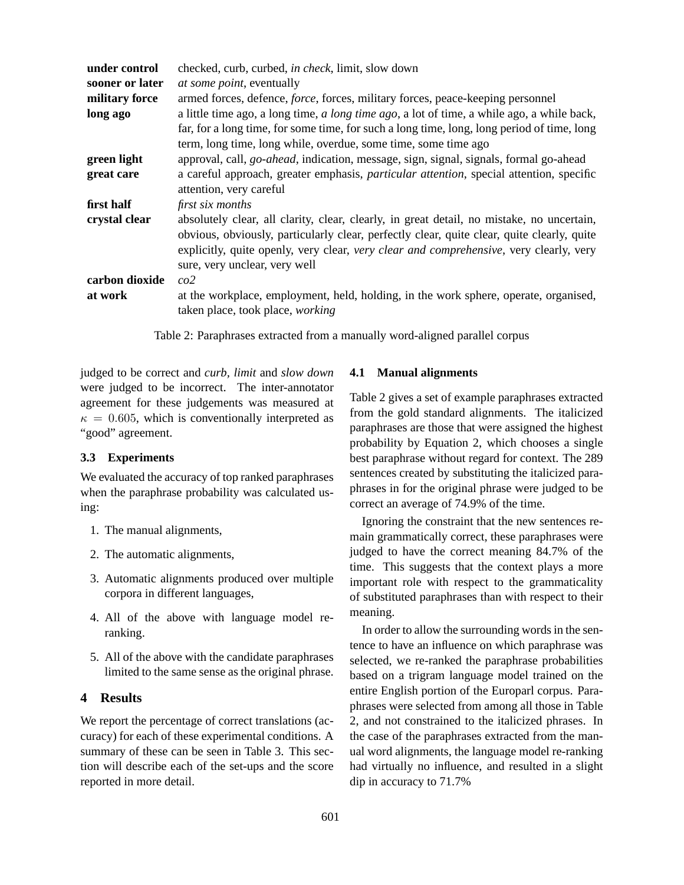| | |
|---|---|
| **under control** | checked, curb, curbed, *in check*, limit, slow down |
| **sooner or later** | *at some point*, eventually |
| **military force** | armed forces, defence, *force*, forces, military forces, peace-keeping personnel |
| **long ago** | a little time ago, a long time, *a long time ago*, a lot of time, a while ago, a while back, far, for a long time, for some time, for such a long time, long, long period of time, long term, long time, long while, overdue, some time, some time ago |
| **green light** | approval, call, *go-ahead*, indication, message, sign, signal, signals, formal go-ahead |
| **great care** | a careful approach, greater emphasis, *particular attention*, special attention, specific attention, very careful |
| **first half** | *first six months* |
| **crystal clear** | absolutely clear, all clarity, clear, clearly, in great detail, no mistake, no uncertain, obvious, obviously, particularly clear, perfectly clear, quite clear, quite clearly, quite explicitly, quite openly, very clear, *very clear and comprehensive*, very clearly, very sure, very unclear, very well |
| **carbon dioxide** | *co2* |
| **at work** | at the workplace, employment, held, holding, in the work sphere, operate, organised, taken place, took place, *working* |

Table 2: Paraphrases extracted from a manually word-aligned parallel corpus

judged to be correct and *curb*, *limit* and *slow down* were judged to be incorrect. The inter-annotator agreement for these judgements was measured at $\kappa = 0.605$, which is conventionally interpreted as "good" agreement.

### 3.3 Experiments

We evaluated the accuracy of top ranked paraphrases when the paraphrase probability was calculated using:

1. The manual alignments,
2. The automatic alignments,
3. Automatic alignments produced over multiple corpora in different languages,
4. All of the above with language model re-ranking.
5. All of the above with the candidate paraphrases limited to the same sense as the original phrase.

## 4 Results

We report the percentage of correct translations (accuracy) for each of these experimental conditions. A summary of these can be seen in Table 3. This section will describe each of the set-ups and the score reported in more detail.

### 4.1 Manual alignments

Table 2 gives a set of example paraphrases extracted from the gold standard alignments. The italicized paraphrases are those that were assigned the highest probability by Equation 2, which chooses a single best paraphrase without regard for context. The 289 sentences created by substituting the italicized paraphrases in for the original phrase were judged to be correct an average of 74.9% of the time.

Ignoring the constraint that the new sentences remain grammatically correct, these paraphrases were judged to have the correct meaning 84.7% of the time. This suggests that the context plays a more important role with respect to the grammaticality of substituted paraphrases than with respect to their meaning.

In order to allow the surrounding words in the sentence to have an influence on which paraphrase was selected, we re-ranked the paraphrase probabilities based on a trigram language model trained on the entire English portion of the Europarl corpus. Paraphrases were selected from among all those in Table 2, and not constrained to the italicized phrases. In the case of the paraphrases extracted from the manual word alignments, the language model re-ranking had virtually no influence, and resulted in a slight dip in accuracy to 71.7%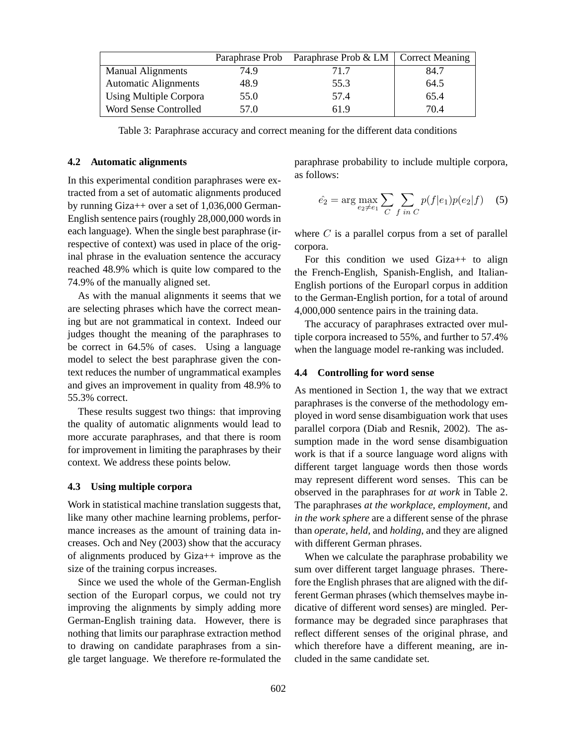|  | Paraphrase Prob | Paraphrase Prob & LM | Correct Meaning |
| --- | --- | --- | --- |
| Manual Alignments | 74.9 | 71.7 | 84.7 |
| Automatic Alignments | 48.9 | 55.3 | 64.5 |
| Using Multiple Corpora | 55.0 | 57.4 | 65.4 |
| Word Sense Controlled | 57.0 | 61.9 | 70.4 |

Table 3: Paraphrase accuracy and correct meaning for the different data conditions

### 4.2 Automatic alignments

In this experimental condition paraphrases were extracted from a set of automatic alignments produced by running Giza++ over a set of 1,036,000 German-English sentence pairs (roughly 28,000,000 words in each language). When the single best paraphrase (irrespective of context) was used in place of the original phrase in the evaluation sentence the accuracy reached 48.9% which is quite low compared to the 74.9% of the manually aligned set.

As with the manual alignments it seems that we are selecting phrases which have the correct meaning but are not grammatical in context. Indeed our judges thought the meaning of the paraphrases to be correct in 64.5% of cases. Using a language model to select the best paraphrase given the context reduces the number of ungrammatical examples and gives an improvement in quality from 48.9% to 55.3% correct.

These results suggest two things: that improving the quality of automatic alignments would lead to more accurate paraphrases, and that there is room for improvement in limiting the paraphrases by their context. We address these points below.

### 4.3 Using multiple corpora

Work in statistical machine translation suggests that, like many other machine learning problems, performance increases as the amount of training data increases. Och and Ney (2003) show that the accuracy of alignments produced by Giza++ improve as the size of the training corpus increases.

Since we used the whole of the German-English section of the Europarl corpus, we could not try improving the alignments by simply adding more German-English training data. However, there is nothing that limits our paraphrase extraction method to drawing on candidate paraphrases from a single target language. We therefore re-formulated the paraphrase probability to include multiple corpora, as follows:

$$\hat{e_2} = \arg\max_{e_2 \neq e_1} \sum_{C} \sum_{f \ in \ C} p(f|e_1)p(e_2|f) \quad (5)$$

where $C$ is a parallel corpus from a set of parallel corpora.

For this condition we used Giza++ to align the French-English, Spanish-English, and Italian-English portions of the Europarl corpus in addition to the German-English portion, for a total of around 4,000,000 sentence pairs in the training data.

The accuracy of paraphrases extracted over multiple corpora increased to 55%, and further to 57.4% when the language model re-ranking was included.

### 4.4 Controlling for word sense

As mentioned in Section 1, the way that we extract paraphrases is the converse of the methodology employed in word sense disambiguation work that uses parallel corpora (Diab and Resnik, 2002). The assumption made in the word sense disambiguation work is that if a source language word aligns with different target language words then those words may represent different word senses. This can be observed in the paraphrases for *at work* in Table 2. The paraphrases *at the workplace*, *employment*, and *in the work sphere* are a different sense of the phrase than *operate*, *held*, and *holding*, and they are aligned with different German phrases.

When we calculate the paraphrase probability we sum over different target language phrases. Therefore the English phrases that are aligned with the different German phrases (which themselves maybe indicative of different word senses) are mingled. Performance may be degraded since paraphrases that reflect different senses of the original phrase, and which therefore have a different meaning, are included in the same candidate set.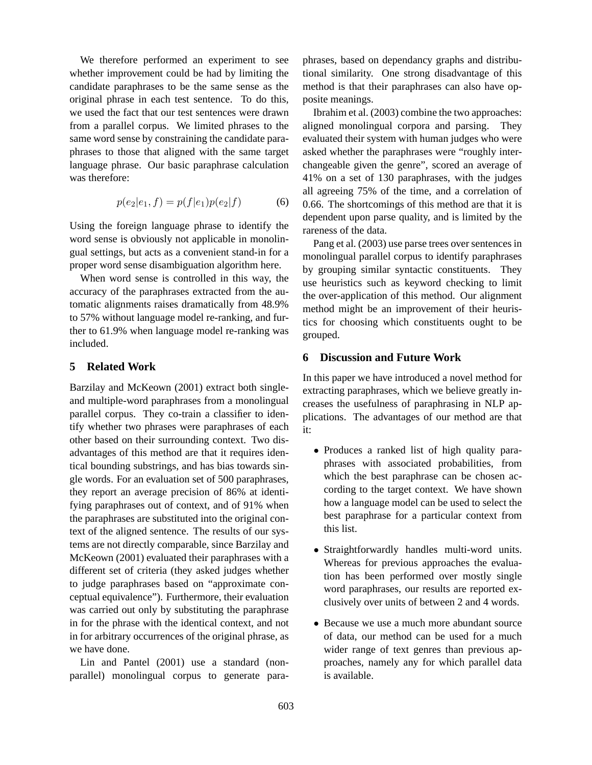We therefore performed an experiment to see whether improvement could be had by limiting the candidate paraphrases to be the same sense as the original phrase in each test sentence. To do this, we used the fact that our test sentences were drawn from a parallel corpus. We limited phrases to the same word sense by constraining the candidate paraphrases to those that aligned with the same target language phrase. Our basic paraphrase calculation was therefore:

$$p(e_2|e_1, f) = p(f|e_1)p(e_2|f) \tag{6}$$

Using the foreign language phrase to identify the word sense is obviously not applicable in monolingual settings, but acts as a convenient stand-in for a proper word sense disambiguation algorithm here.

When word sense is controlled in this way, the accuracy of the paraphrases extracted from the automatic alignments raises dramatically from 48.9% to 57% without language model re-ranking, and further to 61.9% when language model re-ranking was included.

## 5 Related Work

Barzilay and McKeown (2001) extract both single- and multiple-word paraphrases from a monolingual parallel corpus. They co-train a classifier to identify whether two phrases were paraphrases of each other based on their surrounding context. Two disadvantages of this method are that it requires identical bounding substrings, and has bias towards single words. For an evaluation set of 500 paraphrases, they report an average precision of 86% at identifying paraphrases out of context, and of 91% when the paraphrases are substituted into the original context of the aligned sentence. The results of our systems are not directly comparable, since Barzilay and McKeown (2001) evaluated their paraphrases with a different set of criteria (they asked judges whether to judge paraphrases based on "approximate conceptual equivalence"). Furthermore, their evaluation was carried out only by substituting the paraphrase in for the phrase with the identical context, and not in for arbitrary occurrences of the original phrase, as we have done.

Lin and Pantel (2001) use a standard (non-parallel) monolingual corpus to generate paraphrases, based on dependancy graphs and distributional similarity. One strong disadvantage of this method is that their paraphrases can also have opposite meanings.

Ibrahim et al. (2003) combine the two approaches: aligned monolingual corpora and parsing. They evaluated their system with human judges who were asked whether the paraphrases were "roughly interchangeable given the genre", scored an average of 41% on a set of 130 paraphrases, with the judges all agreeing 75% of the time, and a correlation of 0.66. The shortcomings of this method are that it is dependent upon parse quality, and is limited by the rareness of the data.

Pang et al. (2003) use parse trees over sentences in monolingual parallel corpus to identify paraphrases by grouping similar syntactic constituents. They use heuristics such as keyword checking to limit the over-application of this method. Our alignment method might be an improvement of their heuristics for choosing which constituents ought to be grouped.

## 6 Discussion and Future Work

In this paper we have introduced a novel method for extracting paraphrases, which we believe greatly increases the usefulness of paraphrasing in NLP applications. The advantages of our method are that it:

- Produces a ranked list of high quality paraphrases with associated probabilities, from which the best paraphrase can be chosen according to the target context. We have shown how a language model can be used to select the best paraphrase for a particular context from this list.
- Straightforwardly handles multi-word units. Whereas for previous approaches the evaluation has been performed over mostly single word paraphrases, our results are reported exclusively over units of between 2 and 4 words.
- Because we use a much more abundant source of data, our method can be used for a much wider range of text genres than previous approaches, namely any for which parallel data is available.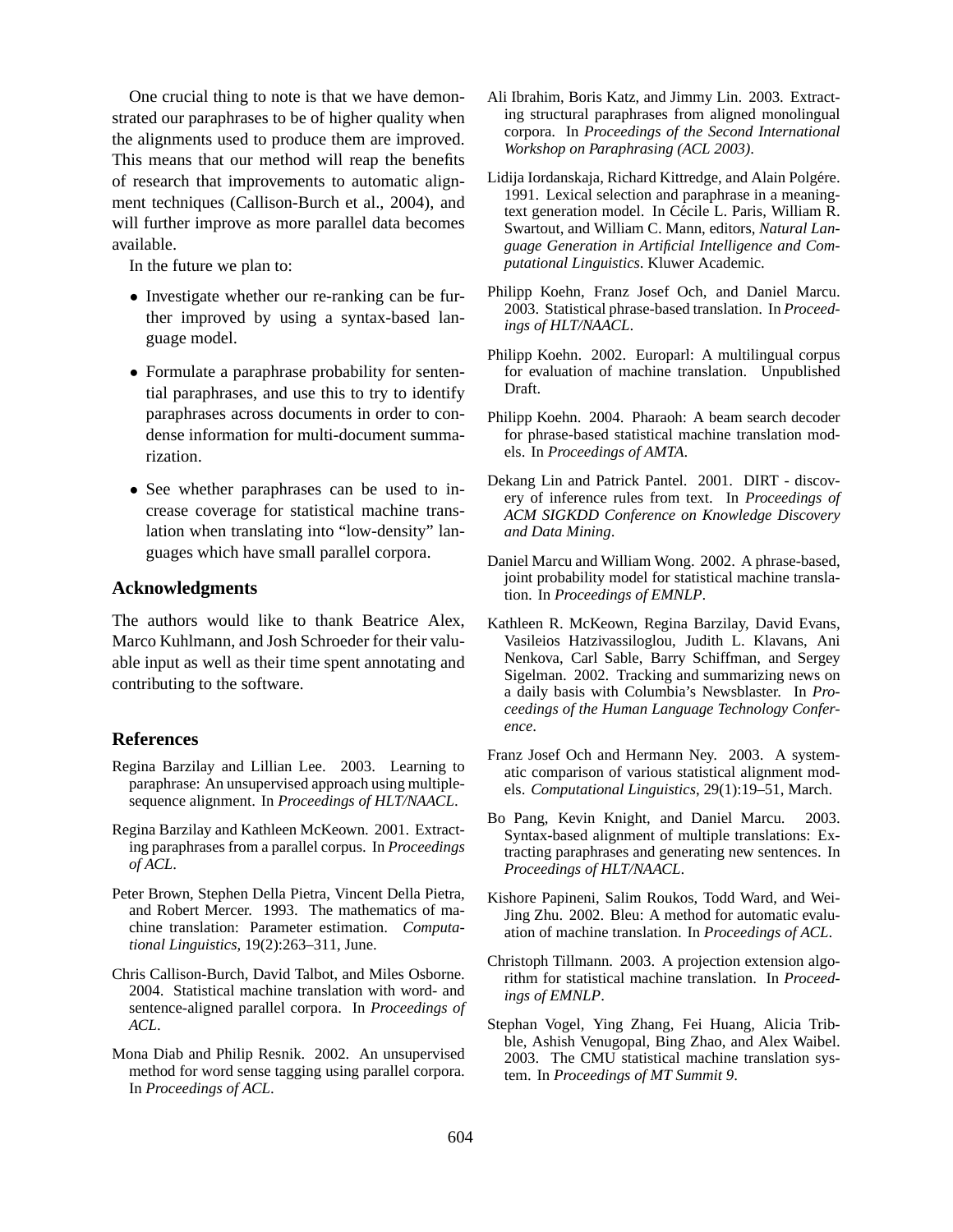One crucial thing to note is that we have demonstrated our paraphrases to be of higher quality when the alignments used to produce them are improved. This means that our method will reap the benefits of research that improvements to automatic alignment techniques (Callison-Burch et al., 2004), and will further improve as more parallel data becomes available.

In the future we plan to:

- Investigate whether our re-ranking can be further improved by using a syntax-based language model.
- Formulate a paraphrase probability for sentential paraphrases, and use this to try to identify paraphrases across documents in order to condense information for multi-document summarization.
- See whether paraphrases can be used to increase coverage for statistical machine translation when translating into "low-density" languages which have small parallel corpora.

## Acknowledgments

The authors would like to thank Beatrice Alex, Marco Kuhlmann, and Josh Schroeder for their valuable input as well as their time spent annotating and contributing to the software.

## References

Regina Barzilay and Lillian Lee. 2003. Learning to paraphrase: An unsupervised approach using multiple-sequence alignment. In *Proceedings of HLT/NAACL*.

Regina Barzilay and Kathleen McKeown. 2001. Extracting paraphrases from a parallel corpus. In *Proceedings of ACL*.

Peter Brown, Stephen Della Pietra, Vincent Della Pietra, and Robert Mercer. 1993. The mathematics of machine translation: Parameter estimation. *Computational Linguistics*, 19(2):263–311, June.

Chris Callison-Burch, David Talbot, and Miles Osborne. 2004. Statistical machine translation with word- and sentence-aligned parallel corpora. In *Proceedings of ACL*.

Mona Diab and Philip Resnik. 2002. An unsupervised method for word sense tagging using parallel corpora. In *Proceedings of ACL*.

Ali Ibrahim, Boris Katz, and Jimmy Lin. 2003. Extracting structural paraphrases from aligned monolingual corpora. In *Proceedings of the Second International Workshop on Paraphrasing (ACL 2003)*.

Lidija Iordanskaja, Richard Kittredge, and Alain Polgére. 1991. Lexical selection and paraphrase in a meaning-text generation model. In Cécile L. Paris, William R. Swartout, and William C. Mann, editors, *Natural Language Generation in Artificial Intelligence and Computational Linguistics*. Kluwer Academic.

Philipp Koehn, Franz Josef Och, and Daniel Marcu. 2003. Statistical phrase-based translation. In *Proceedings of HLT/NAACL*.

Philipp Koehn. 2002. Europarl: A multilingual corpus for evaluation of machine translation. Unpublished Draft.

Philipp Koehn. 2004. Pharaoh: A beam search decoder for phrase-based statistical machine translation models. In *Proceedings of AMTA*.

Dekang Lin and Patrick Pantel. 2001. DIRT - discovery of inference rules from text. In *Proceedings of ACM SIGKDD Conference on Knowledge Discovery and Data Mining*.

Daniel Marcu and William Wong. 2002. A phrase-based, joint probability model for statistical machine translation. In *Proceedings of EMNLP*.

Kathleen R. McKeown, Regina Barzilay, David Evans, Vasileios Hatzivassiloglou, Judith L. Klavans, Ani Nenkova, Carl Sable, Barry Schiffman, and Sergey Sigelman. 2002. Tracking and summarizing news on a daily basis with Columbia's Newsblaster. In *Proceedings of the Human Language Technology Conference*.

Franz Josef Och and Hermann Ney. 2003. A systematic comparison of various statistical alignment models. *Computational Linguistics*, 29(1):19–51, March.

Bo Pang, Kevin Knight, and Daniel Marcu. 2003. Syntax-based alignment of multiple translations: Extracting paraphrases and generating new sentences. In *Proceedings of HLT/NAACL*.

Kishore Papineni, Salim Roukos, Todd Ward, and Wei-Jing Zhu. 2002. Bleu: A method for automatic evaluation of machine translation. In *Proceedings of ACL*.

Christoph Tillmann. 2003. A projection extension algorithm for statistical machine translation. In *Proceedings of EMNLP*.

Stephan Vogel, Ying Zhang, Fei Huang, Alicia Tribble, Ashish Venugopal, Bing Zhao, and Alex Waibel. 2003. The CMU statistical machine translation system. In *Proceedings of MT Summit 9*.